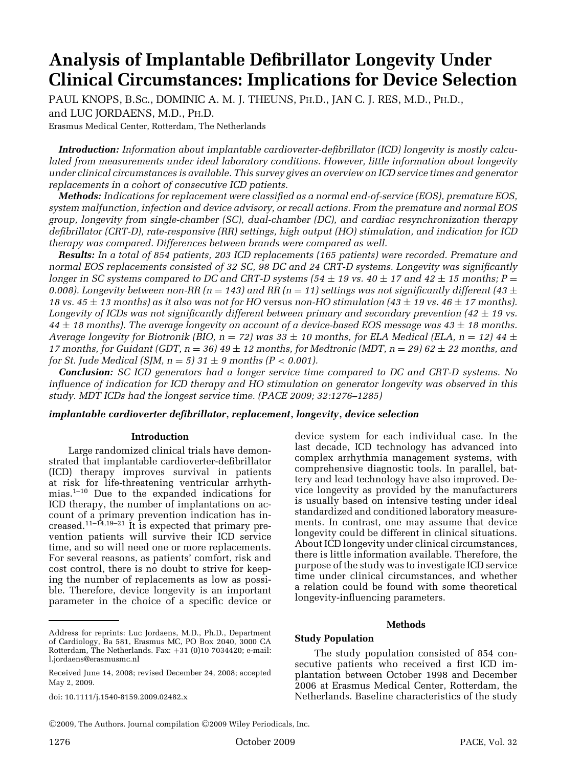# Analysis of Implantable Defibrillator Longevity Under Clinical Circumstances: Implications for Device Selection

PAUL KNOPS, B.Sc., DOMINIC A. M. J. THEUNS, Ph.D., JAN C. J. RES, M.D., Ph.D., and LUC JORDAENS, M.D., Ph.D.

Erasmus Medical Center, Rotterdam, The Netherlands

***Introduction:*** *Information about implantable cardioverter-defibrillator (ICD) longevity is mostly calculated from measurements under ideal laboratory conditions. However, little information about longevity under clinical circumstances is available. This survey gives an overview on ICD service times and generator replacements in a cohort of consecutive ICD patients.*

***Methods:*** *Indications for replacement were classified as a normal end-of-service (EOS), premature EOS, system malfunction, infection and device advisory, or recall actions. From the premature and normal EOS group, longevity from single-chamber (SC), dual-chamber (DC), and cardiac resynchronization therapy defibrillator (CRT-D), rate-responsive (RR) settings, high output (HO) stimulation, and indication for ICD therapy was compared. Differences between brands were compared as well.*

***Results:*** *In a total of 854 patients, 203 ICD replacements (165 patients) were recorded. Premature and normal EOS replacements consisted of 32 SC, 98 DC and 24 CRT-D systems. Longevity was significantly longer in SC systems compared to DC and CRT-D systems (54 ± 19 vs. 40 ± 17 and 42 ± 15 months; P = 0.008). Longevity between non-RR (n = 143) and RR (n = 11) settings was not significantly different (43 ± 18 vs. 45 ± 13 months) as it also was not for HO versus non-HO stimulation (43 ± 19 vs. 46 ± 17 months). Longevity of ICDs was not significantly different between primary and secondary prevention (42 ± 19 vs. 44 ± 18 months). The average longevity on account of a device-based EOS message was 43 ± 18 months. Average longevity for Biotronik (BIO, n = 72) was 33 ± 10 months, for ELA Medical (ELA, n = 12) 44 ± 17 months, for Guidant (GDT, n = 36) 49 ± 12 months, for Medtronic (MDT, n = 29) 62 ± 22 months, and for St. Jude Medical (SJM, n = 5) 31 ± 9 months (P < 0.001).*

***Conclusion:*** *SC ICD generators had a longer service time compared to DC and CRT-D systems. No influence of indication for ICD therapy and HO stimulation on generator longevity was observed in this study. MDT ICDs had the longest service time. (PACE 2009; 32:1276–1285)*

***implantable cardioverter defibrillator, replacement, longevity, device selection***

## Introduction

Large randomized clinical trials have demonstrated that implantable cardioverter-defibrillator (ICD) therapy improves survival in patients at risk for life-threatening ventricular arrhythmias.[1–10] Due to the expanded indications for ICD therapy, the number of implantations on account of a primary prevention indication has increased.[11–14,19–21] It is expected that primary prevention patients will survive their ICD service time, and so will need one or more replacements. For several reasons, as patients' comfort, risk and cost control, there is no doubt to strive for keeping the number of replacements as low as possible. Therefore, device longevity is an important parameter in the choice of a specific device or device system for each individual case. In the last decade, ICD technology has advanced into complex arrhythmia management systems, with comprehensive diagnostic tools. In parallel, battery and lead technology have also improved. Device longevity as provided by the manufacturers is usually based on intensive testing under ideal standardized and conditioned laboratory measurements. In contrast, one may assume that device longevity could be different in clinical situations. About ICD longevity under clinical circumstances, there is little information available. Therefore, the purpose of the study was to investigate ICD service time under clinical circumstances, and whether a relation could be found with some theoretical longevity-influencing parameters.

## Methods

### Study Population

The study population consisted of 854 consecutive patients who received a first ICD implantation between October 1998 and December 2006 at Erasmus Medical Center, Rotterdam, the Netherlands. Baseline characteristics of the study

---

Address for reprints: Luc Jordaens, M.D., Ph.D., Department of Cardiology, Ba 581, Erasmus MC, PO Box 2040, 3000 CA Rotterdam, The Netherlands. Fax: +31 (0)10 7034420; e-mail: l.jordaens@erasmusmc.nl

Received June 14, 2008; revised December 24, 2008; accepted May 2, 2009.

doi: 10.1111/j.1540-8159.2009.02482.x

©2009, The Authors. Journal compilation ©2009 Wiley Periodicals, Inc.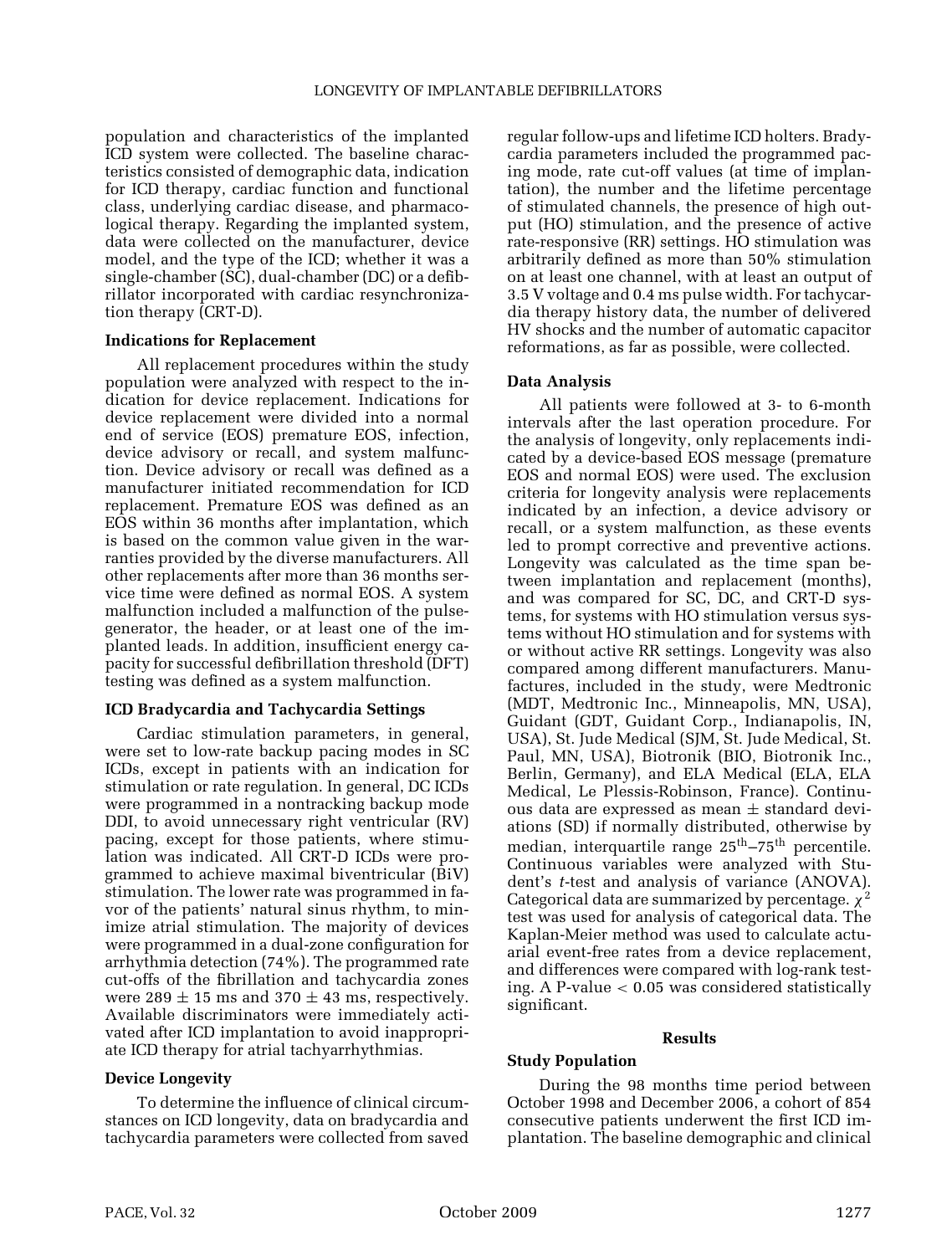population and characteristics of the implanted ICD system were collected. The baseline characteristics consisted of demographic data, indication for ICD therapy, cardiac function and functional class, underlying cardiac disease, and pharmacological therapy. Regarding the implanted system, data were collected on the manufacturer, device model, and the type of the ICD; whether it was a single-chamber (SC), dual-chamber (DC) or a defibrillator incorporated with cardiac resynchronization therapy (CRT-D).

### Indications for Replacement

All replacement procedures within the study population were analyzed with respect to the indication for device replacement. Indications for device replacement were divided into a normal end of service (EOS) premature EOS, infection, device advisory or recall, and system malfunction. Device advisory or recall was defined as a manufacturer initiated recommendation for ICD replacement. Premature EOS was defined as an EOS within 36 months after implantation, which is based on the common value given in the warranties provided by the diverse manufacturers. All other replacements after more than 36 months service time were defined as normal EOS. A system malfunction included a malfunction of the pulse-generator, the header, or at least one of the implanted leads. In addition, insufficient energy capacity for successful defibrillation threshold (DFT) testing was defined as a system malfunction.

### ICD Bradycardia and Tachycardia Settings

Cardiac stimulation parameters, in general, were set to low-rate backup pacing modes in SC ICDs, except in patients with an indication for stimulation or rate regulation. In general, DC ICDs were programmed in a nontracking backup mode DDI, to avoid unnecessary right ventricular (RV) pacing, except for those patients, where stimulation was indicated. All CRT-D ICDs were programmed to achieve maximal biventricular (BiV) stimulation. The lower rate was programmed in favor of the patients' natural sinus rhythm, to minimize atrial stimulation. The majority of devices were programmed in a dual-zone configuration for arrhythmia detection (74%). The programmed rate cut-offs of the fibrillation and tachycardia zones were $289 \pm 15$ ms and $370 \pm 43$ ms, respectively. Available discriminators were immediately activated after ICD implantation to avoid inappropriate ICD therapy for atrial tachyarrhythmias.

### Device Longevity

To determine the influence of clinical circumstances on ICD longevity, data on bradycardia and tachycardia parameters were collected from saved regular follow-ups and lifetime ICD holters. Bradycardia parameters included the programmed pacing mode, rate cut-off values (at time of implantation), the number and the lifetime percentage of stimulated channels, the presence of high output (HO) stimulation, and the presence of active rate-responsive (RR) settings. HO stimulation was arbitrarily defined as more than 50% stimulation on at least one channel, with at least an output of 3.5 V voltage and 0.4 ms pulse width. For tachycardia therapy history data, the number of delivered HV shocks and the number of automatic capacitor reformations, as far as possible, were collected.

### Data Analysis

All patients were followed at 3- to 6-month intervals after the last operation procedure. For the analysis of longevity, only replacements indicated by a device-based EOS message (premature EOS and normal EOS) were used. The exclusion criteria for longevity analysis were replacements indicated by an infection, a device advisory or recall, or a system malfunction, as these events led to prompt corrective and preventive actions. Longevity was calculated as the time span between implantation and replacement (months), and was compared for SC, DC, and CRT-D systems, for systems with HO stimulation versus systems without HO stimulation and for systems with or without active RR settings. Longevity was also compared among different manufacturers. Manufactures, included in the study, were Medtronic (MDT, Medtronic Inc., Minneapolis, MN, USA), Guidant (GDT, Guidant Corp., Indianapolis, IN, USA), St. Jude Medical (SJM, St. Jude Medical, St. Paul, MN, USA), Biotronik (BIO, Biotronik Inc., Berlin, Germany), and ELA Medical (ELA, ELA Medical, Le Plessis-Robinson, France). Continuous data are expressed as mean $\pm$ standard deviations (SD) if normally distributed, otherwise by median, interquartile range $25^{th}$–$75^{th}$ percentile. Continuous variables were analyzed with Student's *t*-test and analysis of variance (ANOVA). Categorical data are summarized by percentage. $\chi^2$ test was used for analysis of categorical data. The Kaplan-Meier method was used to calculate actuarial event-free rates from a device replacement, and differences were compared with log-rank testing. A P-value $< 0.05$ was considered statistically significant.

## Results

### Study Population

During the 98 months time period between October 1998 and December 2006, a cohort of 854 consecutive patients underwent the first ICD implantation. The baseline demographic and clinical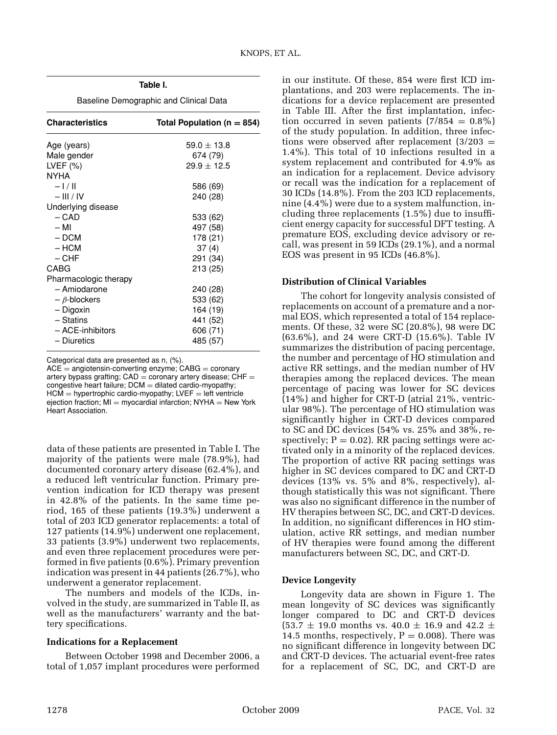**Table I.**

Baseline Demographic and Clinical Data

| Characteristics | Total Population (n = 854) |
|---|---|
| Age (years) | 59.0 ± 13.8 |
| Male gender | 674 (79) |
| LVEF (%) | 29.9 ± 12.5 |
| NYHA | |
| – I / II | 586 (69) |
| – III / IV | 240 (28) |
| Underlying disease | |
| – CAD | 533 (62) |
| – MI | 497 (58) |
| – DCM | 178 (21) |
| – HCM | 37 (4) |
| – CHF | 291 (34) |
| CABG | 213 (25) |
| Pharmacologic therapy | |
| – Amiodarone | 240 (28) |
| – $\beta$-blockers | 533 (62) |
| – Digoxin | 164 (19) |
| – Statins | 441 (52) |
| – ACE-inhibitors | 606 (71) |
| – Diuretics | 485 (57) |

Categorical data are presented as n, (%).
ACE = angiotensin-converting enzyme; CABG = coronary artery bypass grafting; CAD = coronary artery disease; CHF = congestive heart failure; DCM = dilated cardio-myopathy; HCM = hypertrophic cardio-myopathy; LVEF = left ventricle ejection fraction; MI = myocardial infarction; NYHA = New York Heart Association.

data of these patients are presented in Table I. The majority of the patients were male (78.9%), had documented coronary artery disease (62.4%), and a reduced left ventricular function. Primary prevention indication for ICD therapy was present in 42.8% of the patients. In the same time period, 165 of these patients (19.3%) underwent a total of 203 ICD generator replacements: a total of 127 patients (14.9%) underwent one replacement, 33 patients (3.9%) underwent two replacements, and even three replacement procedures were performed in five patients (0.6%). Primary prevention indication was present in 44 patients (26.7%), who underwent a generator replacement.

The numbers and models of the ICDs, involved in the study, are summarized in Table II, as well as the manufacturers' warranty and the battery specifications.

### Indications for a Replacement

Between October 1998 and December 2006, a total of 1,057 implant procedures were performed in our institute. Of these, 854 were first ICD implantations, and 203 were replacements. The indications for a device replacement are presented in Table III. After the first implantation, infection occurred in seven patients (7/854 = 0.8%) of the study population. In addition, three infections were observed after replacement (3/203 = 1.4%). This total of 10 infections resulted in a system replacement and contributed for 4.9% as an indication for a replacement. Device advisory or recall was the indication for a replacement of 30 ICDs (14.8%). From the 203 ICD replacements, nine (4.4%) were due to a system malfunction, including three replacements (1.5%) due to insufficient energy capacity for successful DFT testing. A premature EOS, excluding device advisory or recall, was present in 59 ICDs (29.1%), and a normal EOS was present in 95 ICDs (46.8%).

### Distribution of Clinical Variables

The cohort for longevity analysis consisted of replacements on account of a premature and a normal EOS, which represented a total of 154 replacements. Of these, 32 were SC (20.8%), 98 were DC (63.6%), and 24 were CRT-D (15.6%). Table IV summarizes the distribution of pacing percentage, the number and percentage of HO stimulation and active RR settings, and the median number of HV therapies among the replaced devices. The mean percentage of pacing was lower for SC devices (14%) and higher for CRT-D (atrial 21%, ventricular 98%). The percentage of HO stimulation was significantly higher in CRT-D devices compared to SC and DC devices (54% vs. 25% and 38%, respectively; P = 0.02). RR pacing settings were activated only in a minority of the replaced devices. The proportion of active RR pacing settings was higher in SC devices compared to DC and CRT-D devices (13% vs. 5% and 8%, respectively), although statistically this was not significant. There was also no significant difference in the number of HV therapies between SC, DC, and CRT-D devices. In addition, no significant differences in HO stimulation, active RR settings, and median number of HV therapies were found among the different manufacturers between SC, DC, and CRT-D.

### Device Longevity

Longevity data are shown in Figure 1. The mean longevity of SC devices was significantly longer compared to DC and CRT-D devices (53.7 ± 19.0 months vs. 40.0 ± 16.9 and 42.2 ± 14.5 months, respectively, P = 0.008). There was no significant difference in longevity between DC and CRT-D devices. The actuarial event-free rates for a replacement of SC, DC, and CRT-D are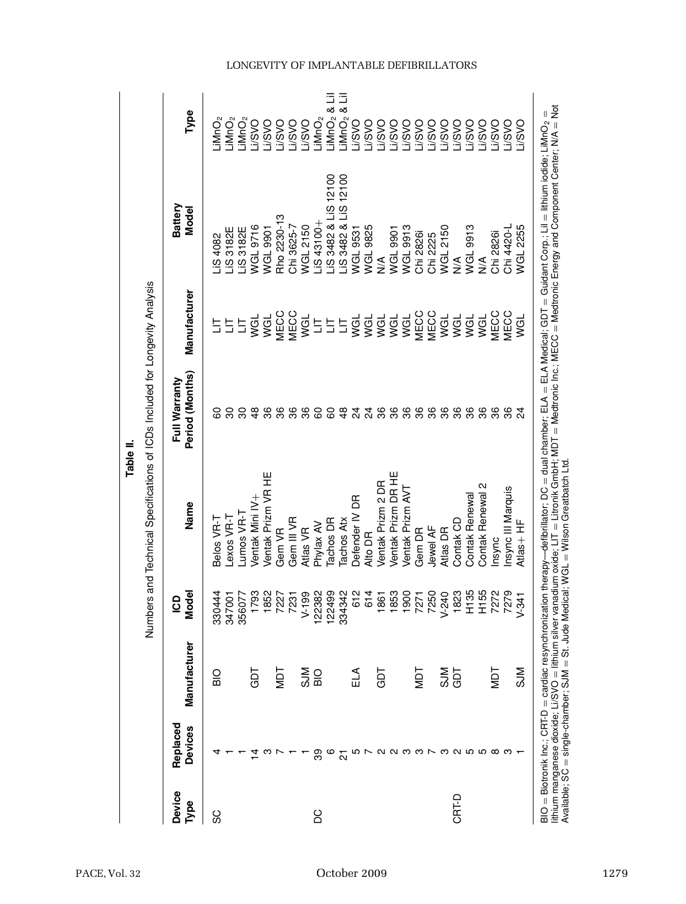**Table II.**

Numbers and Technical Specifications of ICDs Included for Longevity Analysis

| Device Type | Replaced Devices | Manufacturer | ICD Model | Name | Full Warranty Period (Months) | Manufacturer | Battery Model | Type |
|---|---|---|---|---|---|---|---|---|
| SC | 4 | BIO | 330444 | Belos VR-T | 60 | LIT | LiS 4082 | $LiMnO_2$ |
| | 1 | | 347001 | Lexos VR-T | 30 | LIT | LiS 3182E | $LiMnO_2$ |
| | 1 | | 356077 | Lumos VR-T | 30 | LIT | LiS 3182E | $LiMnO_2$ |
| | 14 | GDT | 1793 | Ventak Mini IV+ | 48 | WGL | WGL 9716 | Li/SVO |
| | 3 | | 1852 | Ventak Prizm VR HE | 36 | WGL | WGL 9901 | Li/SVO |
| | 7 | MDT | 7227 | Gem VR | 36 | MECC | Rho 2230-13 | Li/SVO |
| | 1 | | 7231 | Gem III VR | 36 | MECC | Chi 3625-7 | Li/SVO |
| | 1 | SJM | V-199 | Atlas VR | 36 | WGL | WGL 2150 | Li/SVO |
| DC | 39 | BIO | 122382 | Phylax AV | 60 | LIT | LiS 43100+ | $LiMnO_2$ |
| | 6 | | 122499 | Tachos DR | 60 | LIT | LiS 3482 & LiS 12100 | $LiMnO_2$ & LiI |
| | 21 | | 334342 | Tachos Atx | 48 | LIT | LiS 3482 & LiS 12100 | $LiMnO_2$ & LiI |
| | 5 | ELA | 612 | Defender IV DR | 24 | WGL | WGL 9531 | Li/SVO |
| | 7 | | 614 | Alto DR | 24 | WGL | WGL 9825 | Li/SVO |
| | 2 | GDT | 1861 | Ventak Prizm 2 DR | 36 | WGL | N/A | Li/SVO |
| | 2 | | 1853 | Ventak Prizm DR HE | 36 | WGL | WGL 9901 | Li/SVO |
| | 3 | | 1900 | Ventak Prizm AVT | 36 | WGL | WGL 9913 | Li/SVO |
| | 3 | MDT | 7271 | Gem DR | 36 | MECC | Chi 2826i | Li/SVO |
| | 7 | | 7250 | Jewel AF | 36 | MECC | Chi 2225 | Li/SVO |
| | 3 | SJM | V-240 | Atlas DR | 36 | WGL | WGL 2150 | Li/SVO |
| CRT-D | 2 | GDT | 1823 | Contak CD | 36 | WGL | N/A | Li/SVO |
| | 5 | | H135 | Contak Renewal | 36 | WGL | WGL 9913 | Li/SVO |
| | 5 | | H155 | Contak Renewal 2 | 36 | WGL | N/A | Li/SVO |
| | 8 | MDT | 7272 | Insync | 36 | MECC | Chi 2826i | Li/SVO |
| | 3 | | 7279 | Insync III Marquis | 36 | MECC | Chi 4420-L | Li/SVO |
| | 1 | SJM | V-341 | Atlas+ HF | 24 | WGL | WGL 2255 | Li/SVO |

BIO = Biotronik Inc.; CRT-D = cardiac resynchronization therapy—defibrillator; DC = dual chamber; ELA = ELA Medical; GDT = Guidant Corp.; LiI = lithium iodide; $LiMnO_2$ = lithium manganese dioxide; Li/SVO = lithium silver vanadium oxide; LIT = Litronik GmbH; MDT = Medtronic Inc.; MECC = Medtronic Energy and Component Center; N/A = Not Available; SC = single-chamber; SJM = St. Jude Medical; WGL = Wilson Greatbatch Ltd.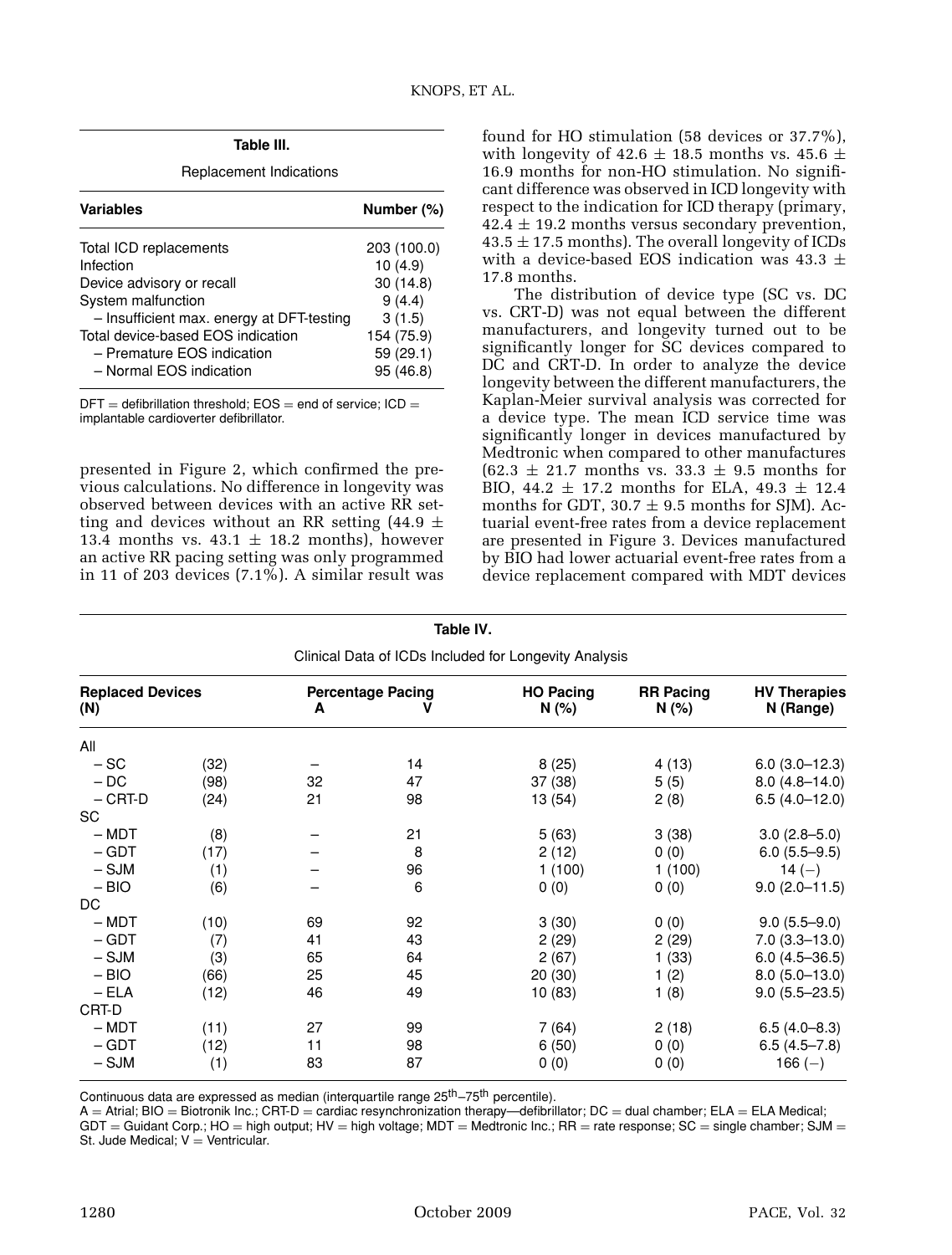**Table III.**

Replacement Indications

| Variables | Number (%) |
|---|---|
| Total ICD replacements | 203 (100.0) |
| Infection | 10 (4.9) |
| Device advisory or recall | 30 (14.8) |
| System malfunction | 9 (4.4) |
| – Insufficient max. energy at DFT-testing | 3 (1.5) |
| Total device-based EOS indication | 154 (75.9) |
| – Premature EOS indication | 59 (29.1) |
| – Normal EOS indication | 95 (46.8) |

DFT = defibrillation threshold; EOS = end of service; ICD = implantable cardioverter defibrillator.

presented in Figure 2, which confirmed the previous calculations. No difference in longevity was observed between devices with an active RR setting and devices without an RR setting (44.9 ± 13.4 months vs. 43.1 ± 18.2 months), however an active RR pacing setting was only programmed in 11 of 203 devices (7.1%). A similar result was found for HO stimulation (58 devices or 37.7%), with longevity of 42.6 ± 18.5 months vs. 45.6 ± 16.9 months for non-HO stimulation. No significant difference was observed in ICD longevity with respect to the indication for ICD therapy (primary, 42.4 ± 19.2 months versus secondary prevention, 43.5 ± 17.5 months). The overall longevity of ICDs with a device-based EOS indication was 43.3 ± 17.8 months.

The distribution of device type (SC vs. DC vs. CRT-D) was not equal between the different manufacturers, and longevity turned out to be significantly longer for SC devices compared to DC and CRT-D. In order to analyze the device longevity between the different manufacturers, the Kaplan-Meier survival analysis was corrected for a device type. The mean ICD service time was significantly longer in devices manufactured by Medtronic when compared to other manufactures (62.3 ± 21.7 months vs. 33.3 ± 9.5 months for BIO, 44.2 ± 17.2 months for ELA, 49.3 ± 12.4 months for GDT, 30.7 ± 9.5 months for SJM). Actuarial event-free rates from a device replacement are presented in Figure 3. Devices manufactured by BIO had lower actuarial event-free rates from a device replacement compared with MDT devices

**Table IV.**

Clinical Data of ICDs Included for Longevity Analysis

| Replaced Devices (N) | | Percentage Pacing A | Percentage Pacing V | HO Pacing N (%) | RR Pacing N (%) | HV Therapies N (Range) |
|---|---|---|---|---|---|---|
| All | | | | | | |
| – SC | (32) | – | 14 | 8 (25) | 4 (13) | 6.0 (3.0–12.3) |
| – DC | (98) | 32 | 47 | 37 (38) | 5 (5) | 8.0 (4.8–14.0) |
| – CRT-D | (24) | 21 | 98 | 13 (54) | 2 (8) | 6.5 (4.0–12.0) |
| SC | | | | | | |
| – MDT | (8) | – | 21 | 5 (63) | 3 (38) | 3.0 (2.8–5.0) |
| – GDT | (17) | – | 8 | 2 (12) | 0 (0) | 6.0 (5.5–9.5) |
| – SJM | (1) | – | 96 | 1 (100) | 1 (100) | 14 (–) |
| – BIO | (6) | – | 6 | 0 (0) | 0 (0) | 9.0 (2.0–11.5) |
| DC | | | | | | |
| – MDT | (10) | 69 | 92 | 3 (30) | 0 (0) | 9.0 (5.5–9.0) |
| – GDT | (7) | 41 | 43 | 2 (29) | 2 (29) | 7.0 (3.3–13.0) |
| – SJM | (3) | 65 | 64 | 2 (67) | 1 (33) | 6.0 (4.5–36.5) |
| – BIO | (66) | 25 | 45 | 20 (30) | 1 (2) | 8.0 (5.0–13.0) |
| – ELA | (12) | 46 | 49 | 10 (83) | 1 (8) | 9.0 (5.5–23.5) |
| CRT-D | | | | | | |
| – MDT | (11) | 27 | 99 | 7 (64) | 2 (18) | 6.5 (4.0–8.3) |
| – GDT | (12) | 11 | 98 | 6 (50) | 0 (0) | 6.5 (4.5–7.8) |
| – SJM | (1) | 83 | 87 | 0 (0) | 0 (0) | 166 (–) |

Continuous data are expressed as median (interquartile range 25th–75th percentile).
A = Atrial; BIO = Biotronik Inc.; CRT-D = cardiac resynchronization therapy—defibrillator; DC = dual chamber; ELA = ELA Medical; GDT = Guidant Corp.; HO = high output; HV = high voltage; MDT = Medtronic Inc.; RR = rate response; SC = single chamber; SJM = St. Jude Medical; V = Ventricular.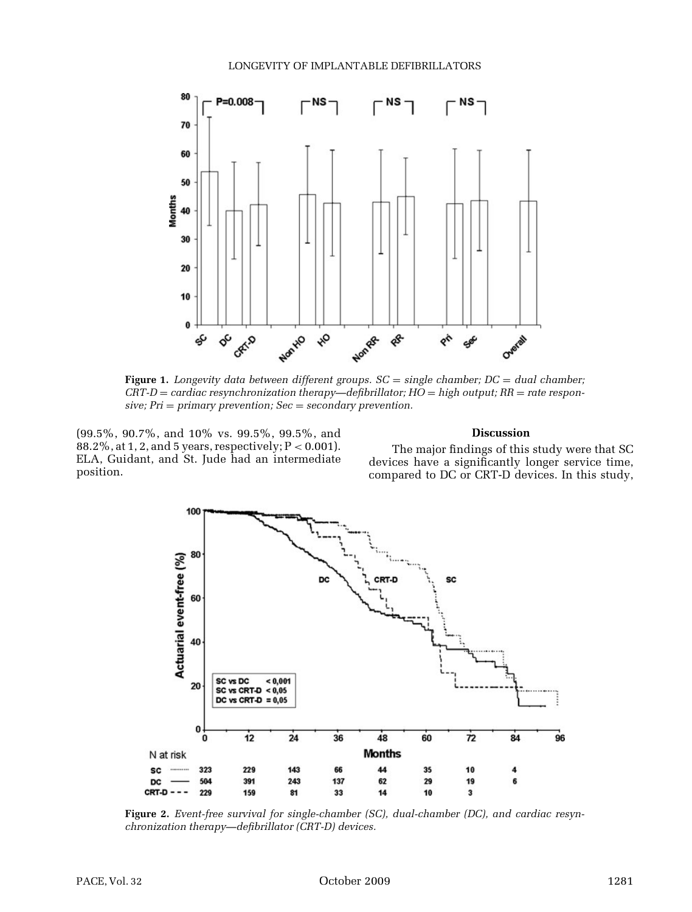**Figure 1.** *Longevity data between different groups. SC = single chamber; DC = dual chamber; CRT-D = cardiac resynchronization therapy—defibrillator; HO = high output; RR = rate responsive; Pri = primary prevention; Sec = secondary prevention.*

(99.5%, 90.7%, and 10% vs. 99.5%, 99.5%, and 88.2%, at 1, 2, and 5 years, respectively; $P < 0.001$). ELA, Guidant, and St. Jude had an intermediate position.

## Discussion

The major findings of this study were that SC devices have a significantly longer service time, compared to DC or CRT-D devices. In this study,

**Figure 2.** *Event-free survival for single-chamber (SC), dual-chamber (DC), and cardiac resynchronization therapy—defibrillator (CRT-D) devices.*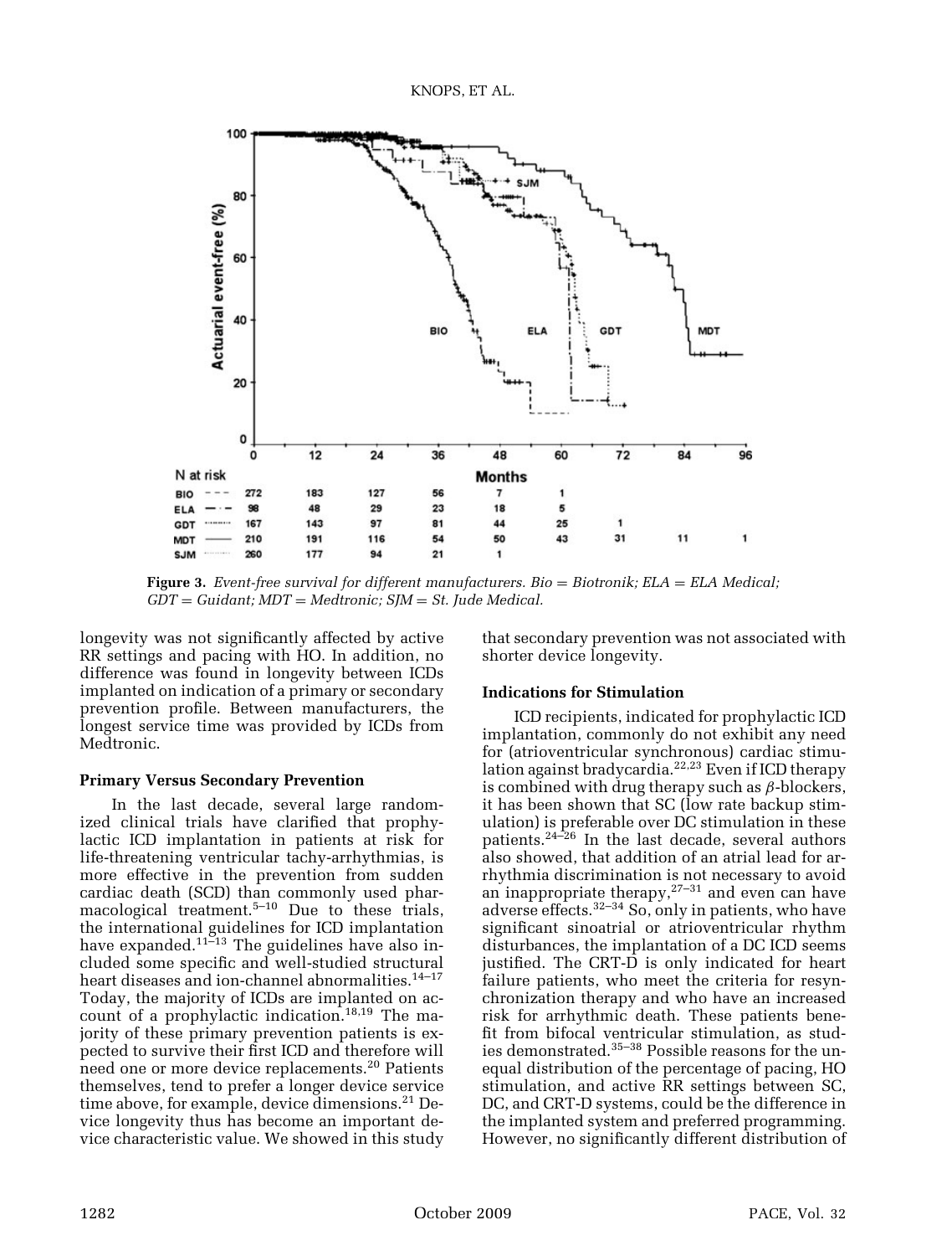| N at risk | 0 | 12 | 24 | 36 | 48 | 60 | 72 | 84 | 96 |
|---|---|---|---|---|---|---|---|---|---|
| BIO | 272 | 183 | 127 | 56 | 7 | 1 | | | |
| ELA | 98 | 48 | 29 | 23 | 18 | 5 | | | |
| GDT | 167 | 143 | 97 | 81 | 44 | 25 | 1 | | |
| MDT | 210 | 191 | 116 | 54 | 50 | 43 | 31 | 11 | 1 |
| SJM | 260 | 177 | 94 | 21 | 1 | | | | |

**Figure 3.** *Event-free survival for different manufacturers. Bio = Biotronik; ELA = ELA Medical; GDT = Guidant; MDT = Medtronic; SJM = St. Jude Medical.*

longevity was not significantly affected by active RR settings and pacing with HO. In addition, no difference was found in longevity between ICDs implanted on indication of a primary or secondary prevention profile. Between manufacturers, the longest service time was provided by ICDs from Medtronic.

### Primary Versus Secondary Prevention

In the last decade, several large randomized clinical trials have clarified that prophylactic ICD implantation in patients at risk for life-threatening ventricular tachy-arrhythmias, is more effective in the prevention from sudden cardiac death (SCD) than commonly used pharmacological treatment.[5–10] Due to these trials, the international guidelines for ICD implantation have expanded.[11–13] The guidelines have also included some specific and well-studied structural heart diseases and ion-channel abnormalities.[14–17] Today, the majority of ICDs are implanted on account of a prophylactic indication.[18,19] The majority of these primary prevention patients is expected to survive their first ICD and therefore will need one or more device replacements.[20] Patients themselves, tend to prefer a longer device service time above, for example, device dimensions.[21] Device longevity thus has become an important device characteristic value. We showed in this study that secondary prevention was not associated with shorter device longevity.

### Indications for Stimulation

ICD recipients, indicated for prophylactic ICD implantation, commonly do not exhibit any need for (atrioventricular synchronous) cardiac stimulation against bradycardia.[22,23] Even if ICD therapy is combined with drug therapy such as $\beta$-blockers, it has been shown that SC (low rate backup stimulation) is preferable over DC stimulation in these patients.[24–26] In the last decade, several authors also showed, that addition of an atrial lead for arrhythmia discrimination is not necessary to avoid an inappropriate therapy,[27–31] and even can have adverse effects.[32–34] So, only in patients, who have significant sinoatrial or atrioventricular rhythm disturbances, the implantation of a DC ICD seems justified. The CRT-D is only indicated for heart failure patients, who meet the criteria for resynchronization therapy and who have an increased risk for arrhythmic death. These patients benefit from bifocal ventricular stimulation, as studies demonstrated.[35–38] Possible reasons for the unequal distribution of the percentage of pacing, HO stimulation, and active RR settings between SC, DC, and CRT-D systems, could be the difference in the implanted system and preferred programming. However, no significantly different distribution of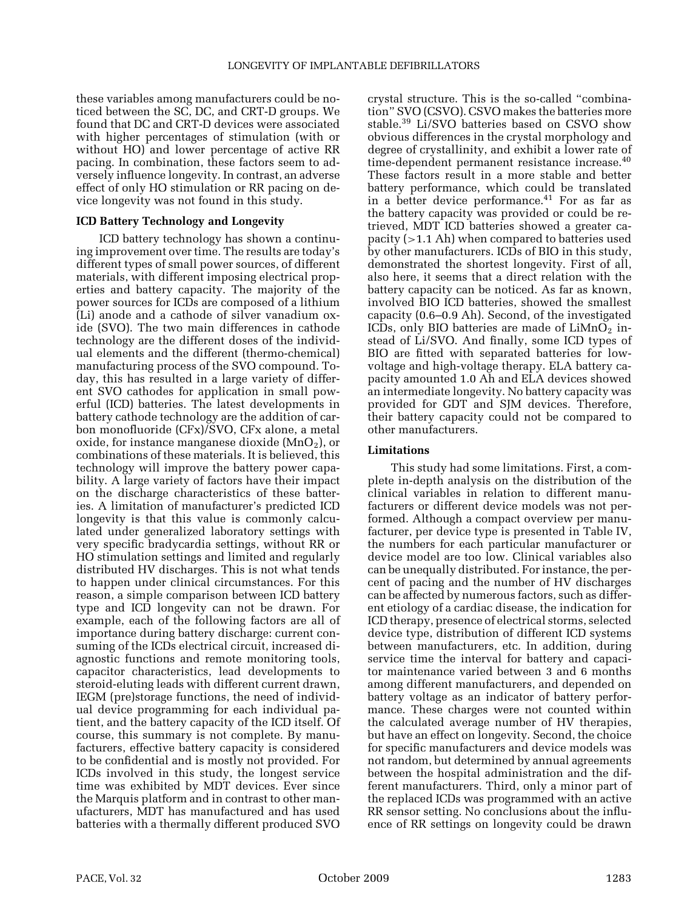these variables among manufacturers could be noticed between the SC, DC, and CRT-D groups. We found that DC and CRT-D devices were associated with higher percentages of stimulation (with or without HO) and lower percentage of active RR pacing. In combination, these factors seem to adversely influence longevity. In contrast, an adverse effect of only HO stimulation or RR pacing on device longevity was not found in this study.

### ICD Battery Technology and Longevity

ICD battery technology has shown a continuing improvement over time. The results are today's different types of small power sources, of different materials, with different imposing electrical properties and battery capacity. The majority of the power sources for ICDs are composed of a lithium (Li) anode and a cathode of silver vanadium oxide (SVO). The two main differences in cathode technology are the different doses of the individual elements and the different (thermo-chemical) manufacturing process of the SVO compound. Today, this has resulted in a large variety of different SVO cathodes for application in small powerful (ICD) batteries. The latest developments in battery cathode technology are the addition of carbon monofluoride (CFx)/SVO, CFx alone, a metal oxide, for instance manganese dioxide ($MnO_2$), or combinations of these materials. It is believed, this technology will improve the battery power capability. A large variety of factors have their impact on the discharge characteristics of these batteries. A limitation of manufacturer's predicted ICD longevity is that this value is commonly calculated under generalized laboratory settings with very specific bradycardia settings, without RR or HO stimulation settings and limited and regularly distributed HV discharges. This is not what tends to happen under clinical circumstances. For this reason, a simple comparison between ICD battery type and ICD longevity can not be drawn. For example, each of the following factors are all of importance during battery discharge: current consuming of the ICDs electrical circuit, increased diagnostic functions and remote monitoring tools, capacitor characteristics, lead developments to steroid-eluting leads with different current drawn, IEGM (pre)storage functions, the need of individual device programming for each individual patient, and the battery capacity of the ICD itself. Of course, this summary is not complete. By manufacturers, effective battery capacity is considered to be confidential and is mostly not provided. For ICDs involved in this study, the longest service time was exhibited by MDT devices. Ever since the Marquis platform and in contrast to other manufacturers, MDT has manufactured and has used batteries with a thermally different produced SVO crystal structure. This is the so-called "combination" SVO (CSVO). CSVO makes the batteries more stable.[39] Li/SVO batteries based on CSVO show obvious differences in the crystal morphology and degree of crystallinity, and exhibit a lower rate of time-dependent permanent resistance increase.[40] These factors result in a more stable and better battery performance, which could be translated in a better device performance.[41] For as far as the battery capacity was provided or could be retrieved, MDT ICD batteries showed a greater capacity (>1.1 Ah) when compared to batteries used by other manufacturers. ICDs of BIO in this study, demonstrated the shortest longevity. First of all, also here, it seems that a direct relation with the battery capacity can be noticed. As far as known, involved BIO ICD batteries, showed the smallest capacity (0.6–0.9 Ah). Second, of the investigated ICDs, only BIO batteries are made of $LiMnO_2$ instead of Li/SVO. And finally, some ICD types of BIO are fitted with separated batteries for low-voltage and high-voltage therapy. ELA battery capacity amounted 1.0 Ah and ELA devices showed an intermediate longevity. No battery capacity was provided for GDT and SJM devices. Therefore, their battery capacity could not be compared to other manufacturers.

### Limitations

This study had some limitations. First, a complete in-depth analysis on the distribution of the clinical variables in relation to different manufacturers or different device models was not performed. Although a compact overview per manufacturer, per device type is presented in Table IV, the numbers for each particular manufacturer or device model are too low. Clinical variables also can be unequally distributed. For instance, the percent of pacing and the number of HV discharges can be affected by numerous factors, such as different etiology of a cardiac disease, the indication for ICD therapy, presence of electrical storms, selected device type, distribution of different ICD systems between manufacturers, etc. In addition, during service time the interval for battery and capacitor maintenance varied between 3 and 6 months among different manufacturers, and depended on battery voltage as an indicator of battery performance. These charges were not counted within the calculated average number of HV therapies, but have an effect on longevity. Second, the choice for specific manufacturers and device models was not random, but determined by annual agreements between the hospital administration and the different manufacturers. Third, only a minor part of the replaced ICDs was programmed with an active RR sensor setting. No conclusions about the influence of RR settings on longevity could be drawn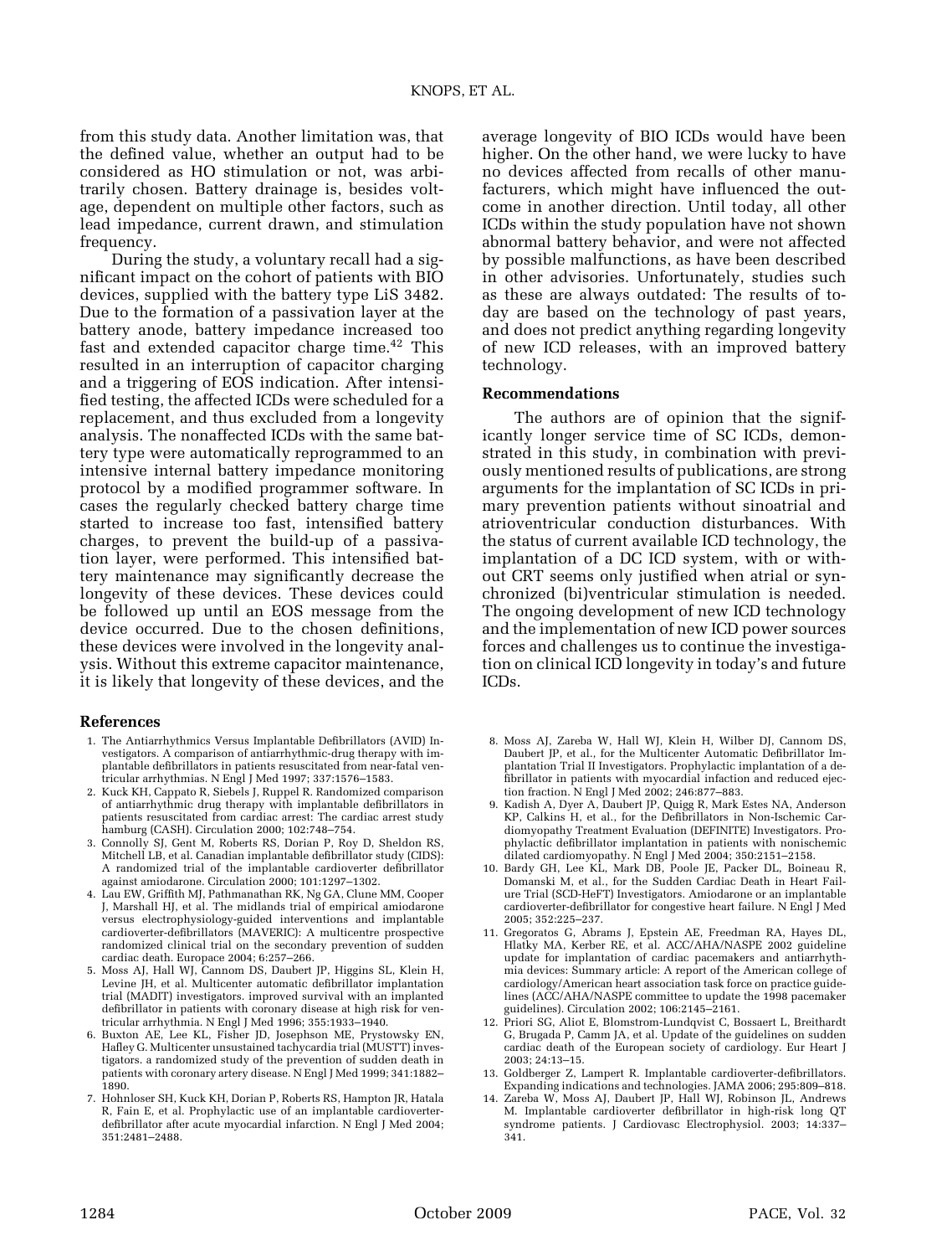from this study data. Another limitation was, that the defined value, whether an output had to be considered as HO stimulation or not, was arbitrarily chosen. Battery drainage is, besides voltage, dependent on multiple other factors, such as lead impedance, current drawn, and stimulation frequency.

During the study, a voluntary recall had a significant impact on the cohort of patients with BIO devices, supplied with the battery type LiS 3482. Due to the formation of a passivation layer at the battery anode, battery impedance increased too fast and extended capacitor charge time.[42] This resulted in an interruption of capacitor charging and a triggering of EOS indication. After intensified testing, the affected ICDs were scheduled for a replacement, and thus excluded from a longevity analysis. The nonaffected ICDs with the same battery type were automatically reprogrammed to an intensive internal battery impedance monitoring protocol by a modified programmer software. In cases the regularly checked battery charge time started to increase too fast, intensified battery charges, to prevent the build-up of a passivation layer, were performed. This intensified battery maintenance may significantly decrease the longevity of these devices. These devices could be followed up until an EOS message from the device occurred. Due to the chosen definitions, these devices were involved in the longevity analysis. Without this extreme capacitor maintenance, it is likely that longevity of these devices, and the average longevity of BIO ICDs would have been higher. On the other hand, we were lucky to have no devices affected from recalls of other manufacturers, which might have influenced the outcome in another direction. Until today, all other ICDs within the study population have not shown abnormal battery behavior, and were not affected by possible malfunctions, as have been described in other advisories. Unfortunately, studies such as these are always outdated: The results of today are based on the technology of past years, and does not predict anything regarding longevity of new ICD releases, with an improved battery technology.

### Recommendations

The authors are of opinion that the significantly longer service time of SC ICDs, demonstrated in this study, in combination with previously mentioned results of publications, are strong arguments for the implantation of SC ICDs in primary prevention patients without sinoatrial and atrioventricular conduction disturbances. With the status of current available ICD technology, the implantation of a DC ICD system, with or without CRT seems only justified when atrial or synchronized (bi)ventricular stimulation is needed. The ongoing development of new ICD technology and the implementation of new ICD power sources forces and challenges us to continue the investigation on clinical ICD longevity in today's and future ICDs.

### References

1. The Antiarrhythmics Versus Implantable Defibrillators (AVID) Investigators. A comparison of antiarrhythmic-drug therapy with implantable defibrillators in patients resuscitated from near-fatal ventricular arrhythmias. N Engl J Med 1997; 337:1576–1583.
2. Kuck KH, Cappato R, Siebels J, Ruppel R. Randomized comparison of antiarrhythmic drug therapy with implantable defibrillators in patients resuscitated from cardiac arrest: The cardiac arrest study hamburg (CASH). Circulation 2000; 102:748–754.
3. Connolly SJ, Gent M, Roberts RS, Dorian P, Roy D, Sheldon RS, Mitchell LB, et al. Canadian implantable defibrillator study (CIDS): A randomized trial of the implantable cardioverter defibrillator against amiodarone. Circulation 2000; 101:1297–1302.
4. Lau EW, Griffith MJ, Pathmanathan RK, Ng GA, Clune MM, Cooper J, Marshall HJ, et al. The midlands trial of empirical amiodarone versus electrophysiology-guided interventions and implantable cardioverter-defibrillators (MAVERIC): A multicentre prospective randomized clinical trial on the secondary prevention of sudden cardiac death. Europace 2004; 6:257–266.
5. Moss AJ, Hall WJ, Cannom DS, Daubert JP, Higgins SL, Klein H, Levine JH, et al. Multicenter automatic defibrillator implantation trial (MADIT) investigators. improved survival with an implanted defibrillator in patients with coronary disease at high risk for ventricular arrhythmia. N Engl J Med 1996; 355:1933–1940.
6. Buxton AE, Lee KL, Fisher JD, Josephson ME, Prystowsky EN, Hafley G. Multicenter unsustained tachycardia trial (MUSTT) investigators. a randomized study of the prevention of sudden death in patients with coronary artery disease. N Engl J Med 1999; 341:1882–1890.
7. Hohnloser SH, Kuck KH, Dorian P, Roberts RS, Hampton JR, Hatala R, Fain E, et al. Prophylactic use of an implantable cardioverter-defibrillator after acute myocardial infarction. N Engl J Med 2004; 351:2481–2488.
8. Moss AJ, Zareba W, Hall WJ, Klein H, Wilber DJ, Cannom DS, Daubert JP, et al., for the Multicenter Automatic Defibrillator Implantation Trial II Investigators. Prophylactic implantation of a defibrillator in patients with myocardial infaction and reduced ejection fraction. N Engl J Med 2002; 246:877–883.
9. Kadish A, Dyer A, Daubert JP, Quigg R, Mark Estes NA, Anderson KP, Calkins H, et al., for the Defibrillators in Non-Ischemic Cardiomyopathy Treatment Evaluation (DEFINITE) Investigators. Prophylactic defibrillator implantation in patients with nonischemic dilated cardiomyopathy. N Engl J Med 2004; 350:2151–2158.
10. Bardy GH, Lee KL, Mark DB, Poole JE, Packer DL, Boineau R, Domanski M, et al., for the Sudden Cardiac Death in Heart Failure Trial (SCD-HeFT) Investigators. Amiodarone or an implantable cardioverter-defibrillator for congestive heart failure. N Engl J Med 2005; 352:225–237.
11. Gregoratos G, Abrams J, Epstein AE, Freedman RA, Hayes DL, Hlatky MA, Kerber RE, et al. ACC/AHA/NASPE 2002 guideline update for implantation of cardiac pacemakers and antiarrhythmia devices: Summary article: A report of the American college of cardiology/American heart association task force on practice guidelines (ACC/AHA/NASPE committee to update the 1998 pacemaker guidelines). Circulation 2002; 106:2145–2161.
12. Priori SG, Aliot E, Blomstrom-Lundqvist C, Bossaert L, Breithardt G, Brugada P, Camm JA, et al. Update of the guidelines on sudden cardiac death of the European society of cardiology. Eur Heart J 2003; 24:13–15.
13. Goldberger Z, Lampert R. Implantable cardioverter-defibrillators. Expanding indications and technologies. JAMA 2006; 295:809–818.
14. Zareba W, Moss AJ, Daubert JP, Hall WJ, Robinson JL, Andrews M. Implantable cardioverter defibrillator in high-risk long QT syndrome patients. J Cardiovasc Electrophysiol. 2003; 14:337–341.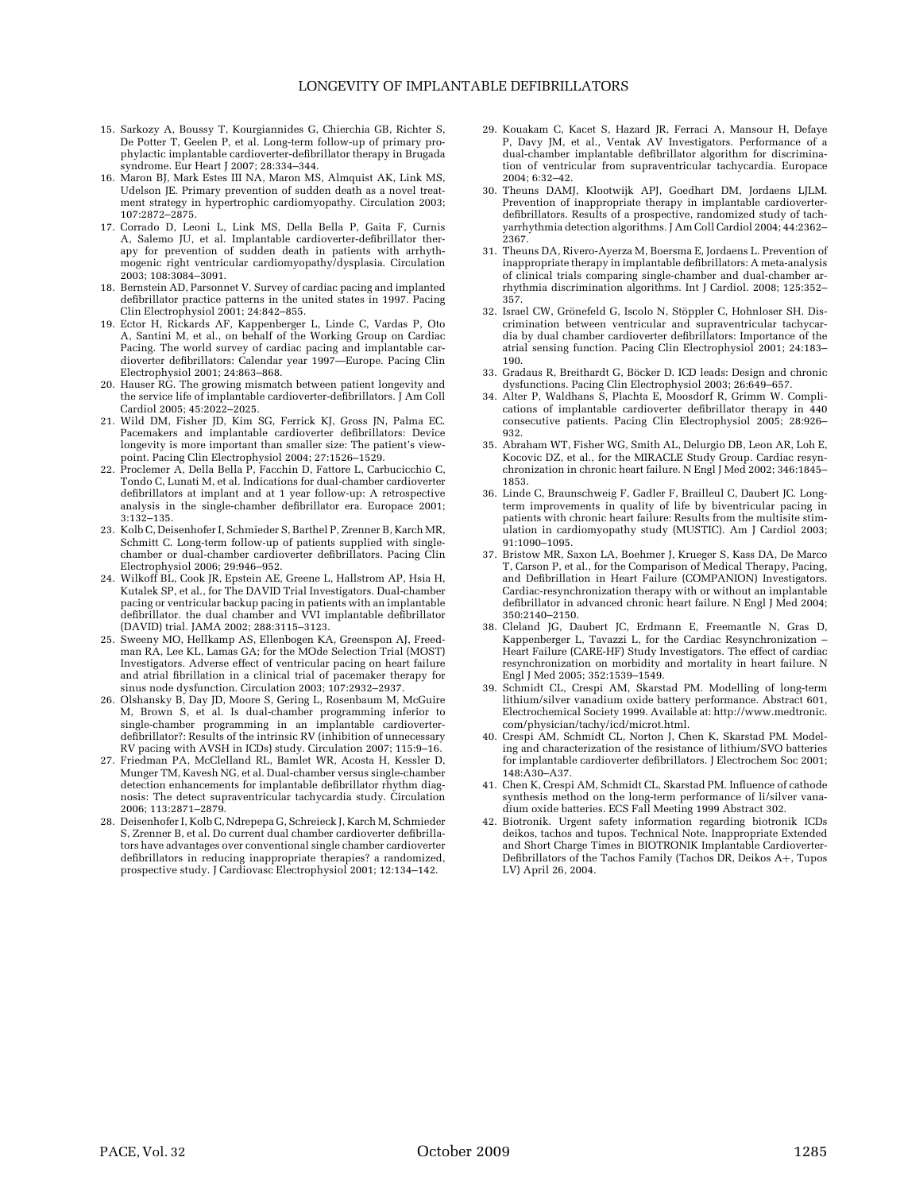15. Sarkozy A, Boussy T, Kourgiannides G, Chierchia GB, Richter S, De Potter T, Geelen P, et al. Long-term follow-up of primary prophylactic implantable cardioverter-defibrillator therapy in Brugada syndrome. Eur Heart J 2007; 28:334–344.
16. Maron BJ, Mark Estes III NA, Maron MS, Almquist AK, Link MS, Udelson JE. Primary prevention of sudden death as a novel treatment strategy in hypertrophic cardiomyopathy. Circulation 2003; 107:2872–2875.
17. Corrado D, Leoni L, Link MS, Della Bella P, Gaita F, Curnis A, Salemo JU, et al. Implantable cardioverter-defibrillator therapy for prevention of sudden death in patients with arrhythmogenic right ventricular cardiomyopathy/dysplasia. Circulation 2003; 108:3084–3091.
18. Bernstein AD, Parsonnet V. Survey of cardiac pacing and implanted defibrillator practice patterns in the united states in 1997. Pacing Clin Electrophysiol 2001; 24:842–855.
19. Ector H, Rickards AF, Kappenberger L, Linde C, Vardas P, Oto A, Santini M, et al., on behalf of the Working Group on Cardiac Pacing. The world survey of cardiac pacing and implantable cardioverter defibrillators: Calendar year 1997—Europe. Pacing Clin Electrophysiol 2001; 24:863–868.
20. Hauser RG. The growing mismatch between patient longevity and the service life of implantable cardioverter-defibrillators. J Am Coll Cardiol 2005; 45:2022–2025.
21. Wild DM, Fisher JD, Kim SG, Ferrick KJ, Gross JN, Palma EC. Pacemakers and implantable cardioverter defibrillators: Device longevity is more important than smaller size: The patient's viewpoint. Pacing Clin Electrophysiol 2004; 27:1526–1529.
22. Proclemer A, Della Bella P, Facchin D, Fattore L, Carbucicchio C, Tondo C, Lunati M, et al. Indications for dual-chamber cardioverter defibrillators at implant and at 1 year follow-up: A retrospective analysis in the single-chamber defibrillator era. Europace 2001; 3:132–135.
23. Kolb C, Deisenhofer I, Schmieder S, Barthel P, Zrenner B, Karch MR, Schmitt C. Long-term follow-up of patients supplied with single-chamber or dual-chamber cardioverter defibrillators. Pacing Clin Electrophysiol 2006; 29:946–952.
24. Wilkoff BL, Cook JR, Epstein AE, Greene L, Hallstrom AP, Hsia H, Kutalek SP, et al., for The DAVID Trial Investigators. Dual-chamber pacing or ventricular backup pacing in patients with an implantable defibrillator. the dual chamber and VVI implantable defibrillator (DAVID) trial. JAMA 2002; 288:3115–3123.
25. Sweeny MO, Hellkamp AS, Ellenbogen KA, Greenspon AJ, Freedman RA, Lee KL, Lamas GA; for the MOde Selection Trial (MOST) Investigators. Adverse effect of ventricular pacing on heart failure and atrial fibrillation in a clinical trial of pacemaker therapy for sinus node dysfunction. Circulation 2003; 107:2932–2937.
26. Olshansky B, Day JD, Moore S, Gering L, Rosenbaum M, McGuire M, Brown S, et al. Is dual-chamber programming inferior to single-chamber programming in an implantable cardioverter-defibrillator?: Results of the intrinsic RV (inhibition of unnecessary RV pacing with AVSH in ICDs) study. Circulation 2007; 115:9–16.
27. Friedman PA, McClelland RL, Bamlet WR, Acosta H, Kessler D, Munger TM, Kavesh NG, et al. Dual-chamber versus single-chamber detection enhancements for implantable defibrillator rhythm diagnosis: The detect supraventricular tachycardia study. Circulation 2006; 113:2871–2879.
28. Deisenhofer I, Kolb C, Ndrepepa G, Schreieck J, Karch M, Schmieder S, Zrenner B, et al. Do current dual chamber cardioverter defibrillators have advantages over conventional single chamber cardioverter defibrillators in reducing inappropriate therapies? a randomized, prospective study. J Cardiovasc Electrophysiol 2001; 12:134–142.
29. Kouakam C, Kacet S, Hazard JR, Ferraci A, Mansour H, Defaye P, Davy JM, et al., Ventak AV Investigators. Performance of a dual-chamber implantable defibrillator algorithm for discrimination of ventricular from supraventricular tachycardia. Europace 2004; 6:32–42.
30. Theuns DAMJ, Klootwijk APJ, Goedhart DM, Jordaens LJLM. Prevention of inappropriate therapy in implantable cardioverter-defibrillators. Results of a prospective, randomized study of tachyarrhythmia detection algorithms. J Am Coll Cardiol 2004; 44:2362–2367.
31. Theuns DA, Rivero-Ayerza M, Boersma E, Jordaens L. Prevention of inappropriate therapy in implantable defibrillators: A meta-analysis of clinical trials comparing single-chamber and dual-chamber arrhythmia discrimination algorithms. Int J Cardiol. 2008; 125:352–357.
32. Israel CW, Grönefeld G, Iscolo N, Stöppler C, Hohnloser SH. Discrimination between ventricular and supraventricular tachycardia by dual chamber cardioverter defibrillators: Importance of the atrial sensing function. Pacing Clin Electrophysiol 2001; 24:183–190.
33. Gradaus R, Breithardt G, Böcker D. ICD leads: Design and chronic dysfunctions. Pacing Clin Electrophysiol 2003; 26:649–657.
34. Alter P, Waldhans S, Plachta E, Moosdorf R, Grimm W. Complications of implantable cardioverter defibrillator therapy in 440 consecutive patients. Pacing Clin Electrophysiol 2005; 28:926–932.
35. Abraham WT, Fisher WG, Smith AL, Delurgio DB, Leon AR, Loh E, Kocovic DZ, et al., for the MIRACLE Study Group. Cardiac resynchronization in chronic heart failure. N Engl J Med 2002; 346:1845–1853.
36. Linde C, Braunschweig F, Gadler F, Brailleul C, Daubert JC. Long-term improvements in quality of life by biventricular pacing in patients with chronic heart failure: Results from the multisite stimulation in cardiomyopathy study (MUSTIC). Am J Cardiol 2003; 91:1090–1095.
37. Bristow MR, Saxon LA, Boehmer J, Krueger S, Kass DA, De Marco T, Carson P, et al., for the Comparison of Medical Therapy, Pacing, and Defibrillation in Heart Failure (COMPANION) Investigators. Cardiac-resynchronization therapy with or without an implantable defibrillator in advanced chronic heart failure. N Engl J Med 2004; 350:2140–2150.
38. Cleland JG, Daubert JC, Erdmann E, Freemantle N, Gras D, Kappenberger L, Tavazzi L, for the Cardiac Resynchronization – Heart Failure (CARE-HF) Study Investigators. The effect of cardiac resynchronization on morbidity and mortality in heart failure. N Engl J Med 2005; 352:1539–1549.
39. Schmidt CL, Crespi AM, Skarstad PM. Modelling of long-term lithium/silver vanadium oxide battery performance. Abstract 601, Electrochemical Society 1999. Available at: http://www.medtronic.com/physician/tachy/icd/microt.html.
40. Crespi AM, Schmidt CL, Norton J, Chen K, Skarstad PM. Modeling and characterization of the resistance of lithium/SVO batteries for implantable cardioverter defibrillators. J Electrochem Soc 2001; 148:A30–A37.
41. Chen K, Crespi AM, Schmidt CL, Skarstad PM. Influence of cathode synthesis method on the long-term performance of li/silver vanadium oxide batteries. ECS Fall Meeting 1999 Abstract 302.
42. Biotronik. Urgent safety information regarding biotronik ICDs deikos, tachos and tupos. Technical Note. Inappropriate Extended and Short Charge Times in BIOTRONIK Implantable Cardioverter-Defibrillators of the Tachos Family (Tachos DR, Deikos A+, Tupos LV) April 26, 2004.